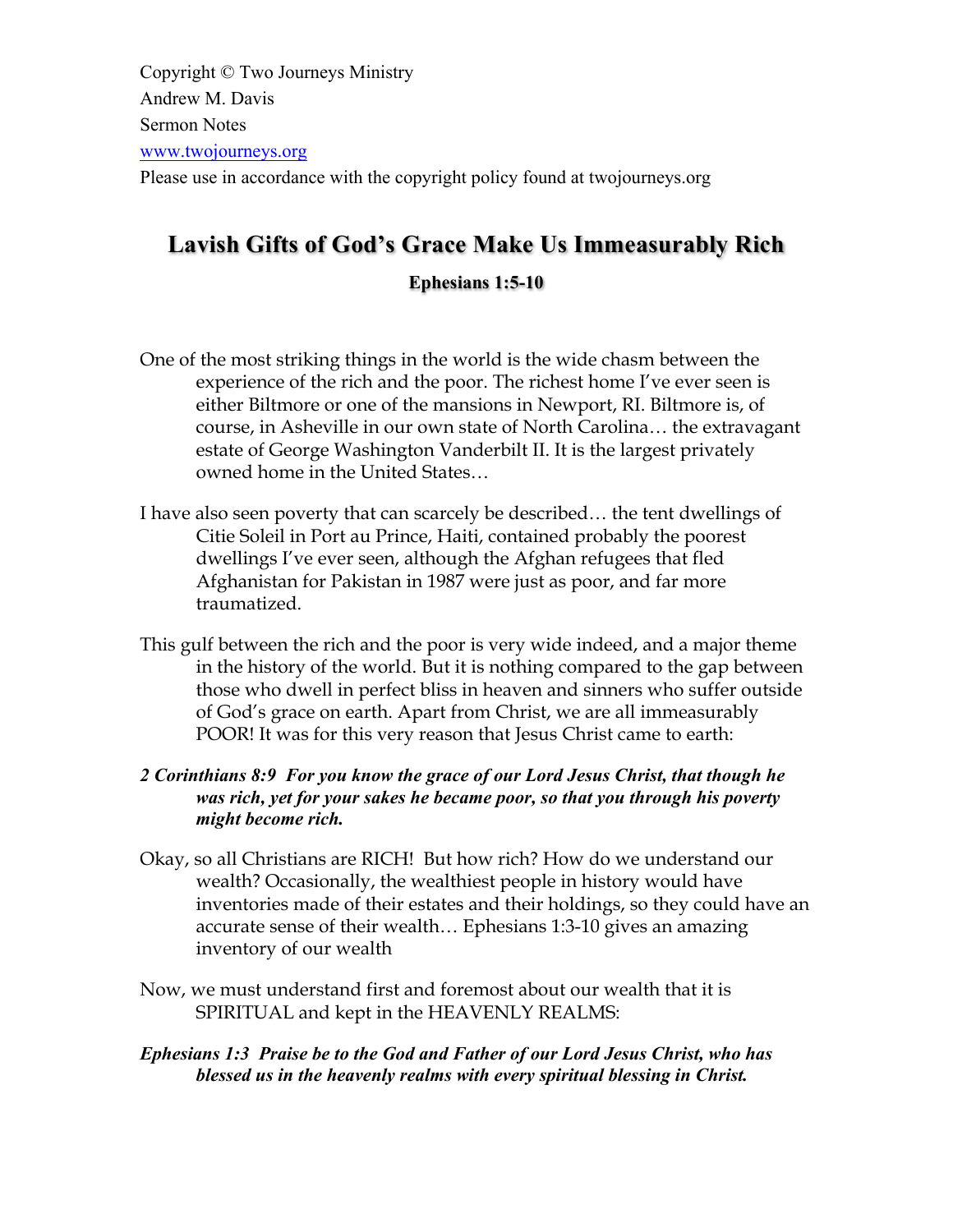Copyright © Two Journeys Ministry

Andrew M. Davis

Sermon Notes

www.twojourneys.org

Please use in accordance with the copyright policy found at twojourneys.org

# Lavish Gifts of God's Grace Make Us Immeasurably Rich

### Ephesians 1:5-10

One of the most striking things in the world is the wide chasm between the experience of the rich and the poor. The richest home I've ever seen is either Biltmore or one of the mansions in Newport, RI. Biltmore is, of course, in Asheville in our own state of North Carolina… the extravagant estate of George Washington Vanderbilt II. It is the largest privately owned home in the United States…

I have also seen poverty that can scarcely be described… the tent dwellings of Citie Soleil in Port au Prince, Haiti, contained probably the poorest dwellings I've ever seen, although the Afghan refugees that fled Afghanistan for Pakistan in 1987 were just as poor, and far more traumatized.

This gulf between the rich and the poor is very wide indeed, and a major theme in the history of the world. But it is nothing compared to the gap between those who dwell in perfect bliss in heaven and sinners who suffer outside of God's grace on earth. Apart from Christ, we are all immeasurably POOR! It was for this very reason that Jesus Christ came to earth:

***2 Corinthians 8:9 For you know the grace of our Lord Jesus Christ, that though he was rich, yet for your sakes he became poor, so that you through his poverty might become rich.***

Okay, so all Christians are RICH! But how rich? How do we understand our wealth? Occasionally, the wealthiest people in history would have inventories made of their estates and their holdings, so they could have an accurate sense of their wealth… Ephesians 1:3-10 gives an amazing inventory of our wealth

Now, we must understand first and foremost about our wealth that it is SPIRITUAL and kept in the HEAVENLY REALMS:

***Ephesians 1:3 Praise be to the God and Father of our Lord Jesus Christ, who has blessed us in the heavenly realms with every spiritual blessing in Christ.***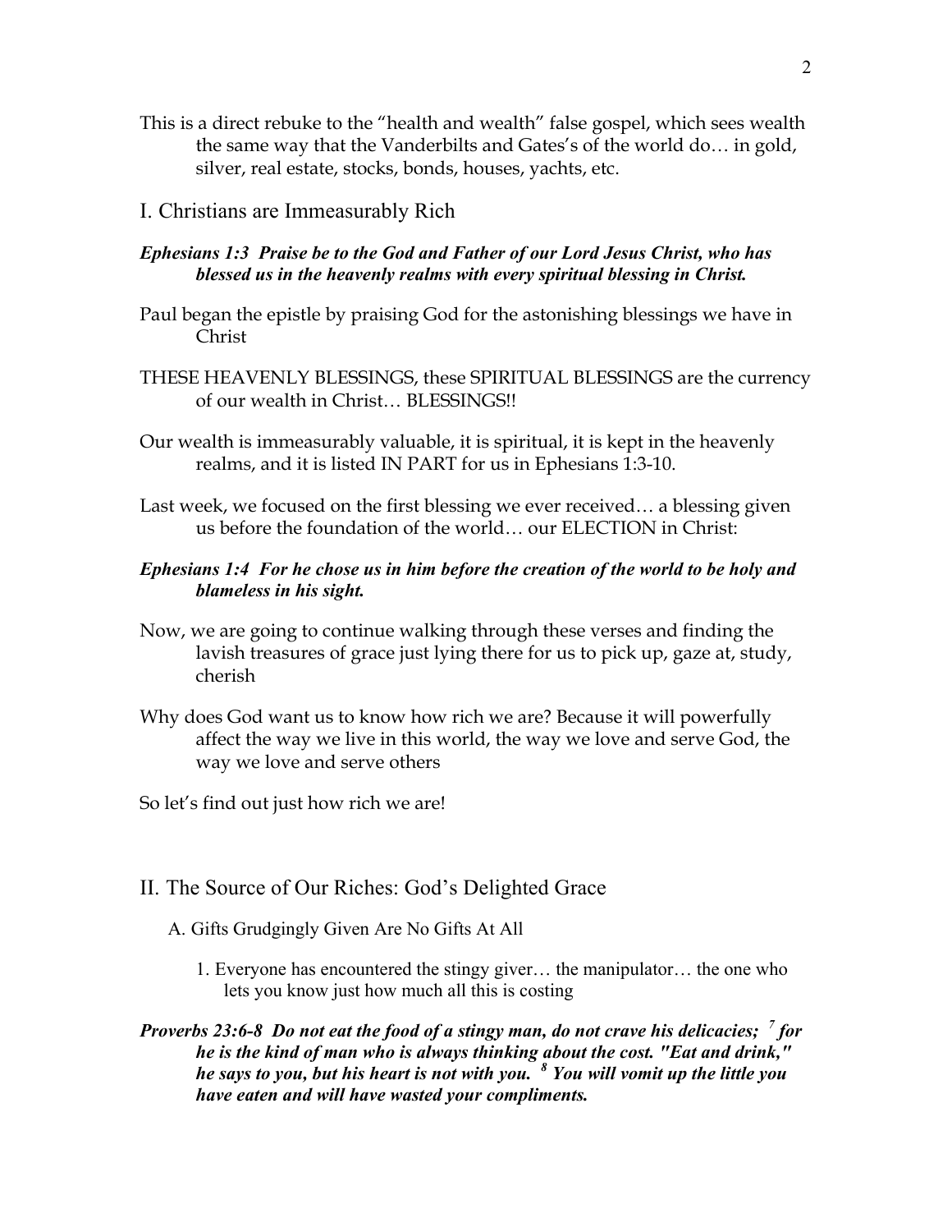This is a direct rebuke to the "health and wealth" false gospel, which sees wealth the same way that the Vanderbilts and Gates's of the world do… in gold, silver, real estate, stocks, bonds, houses, yachts, etc.

## I. Christians are Immeasurably Rich

***Ephesians 1:3 Praise be to the God and Father of our Lord Jesus Christ, who has blessed us in the heavenly realms with every spiritual blessing in Christ.***

Paul began the epistle by praising God for the astonishing blessings we have in Christ

THESE HEAVENLY BLESSINGS, these SPIRITUAL BLESSINGS are the currency of our wealth in Christ… BLESSINGS!!

Our wealth is immeasurably valuable, it is spiritual, it is kept in the heavenly realms, and it is listed IN PART for us in Ephesians 1:3-10.

Last week, we focused on the first blessing we ever received… a blessing given us before the foundation of the world… our ELECTION in Christ:

***Ephesians 1:4 For he chose us in him before the creation of the world to be holy and blameless in his sight.***

Now, we are going to continue walking through these verses and finding the lavish treasures of grace just lying there for us to pick up, gaze at, study, cherish

Why does God want us to know how rich we are? Because it will powerfully affect the way we live in this world, the way we love and serve God, the way we love and serve others

So let's find out just how rich we are!

## II. The Source of Our Riches: God's Delighted Grace

### A. Gifts Grudgingly Given Are No Gifts At All

1. Everyone has encountered the stingy giver… the manipulator… the one who lets you know just how much all this is costing

***Proverbs 23:6-8 Do not eat the food of a stingy man, do not crave his delicacies; [7] for he is the kind of man who is always thinking about the cost. "Eat and drink," he says to you, but his heart is not with you. [8] You will vomit up the little you have eaten and will have wasted your compliments.***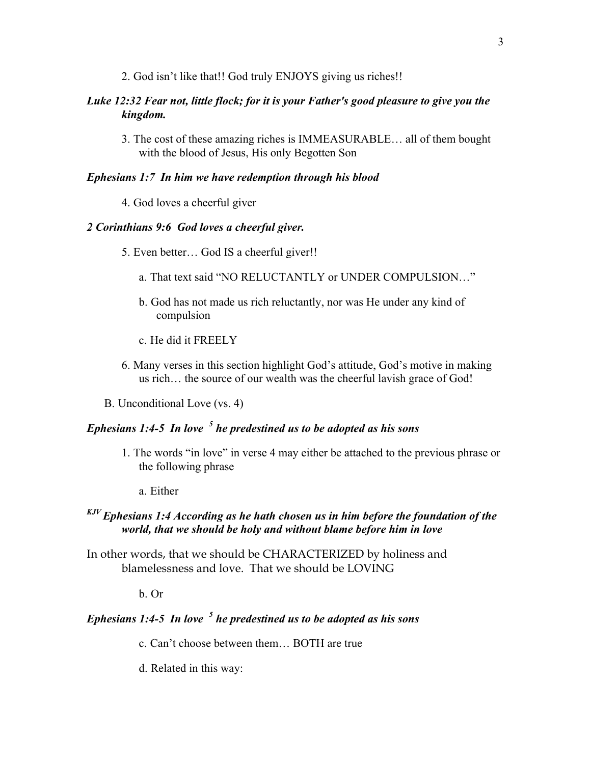2. God isn't like that!! God truly ENJOYS giving us riches!!

***Luke 12:32 Fear not, little flock; for it is your Father's good pleasure to give you the kingdom.***

3. The cost of these amazing riches is IMMEASURABLE… all of them bought with the blood of Jesus, His only Begotten Son

***Ephesians 1:7 In him we have redemption through his blood***

4. God loves a cheerful giver

***2 Corinthians 9:6 God loves a cheerful giver.***

5. Even better… God IS a cheerful giver!!

   a. That text said "NO RELUCTANTLY or UNDER COMPULSION…"

   b. God has not made us rich reluctantly, nor was He under any kind of compulsion

   c. He did it FREELY

6. Many verses in this section highlight God's attitude, God's motive in making us rich… the source of our wealth was the cheerful lavish grace of God!

B. Unconditional Love (vs. 4)

***Ephesians 1:4-5 In love 5 he predestined us to be adopted as his sons***

1. The words "in love" in verse 4 may either be attached to the previous phrase or the following phrase

   a. Either

***KJV Ephesians 1:4 According as he hath chosen us in him before the foundation of the world, that we should be holy and without blame before him in love***

In other words, that we should be CHARACTERIZED by holiness and blamelessness and love. That we should be LOVING

   b. Or

***Ephesians 1:4-5 In love 5 he predestined us to be adopted as his sons***

   c. Can't choose between them… BOTH are true

   d. Related in this way: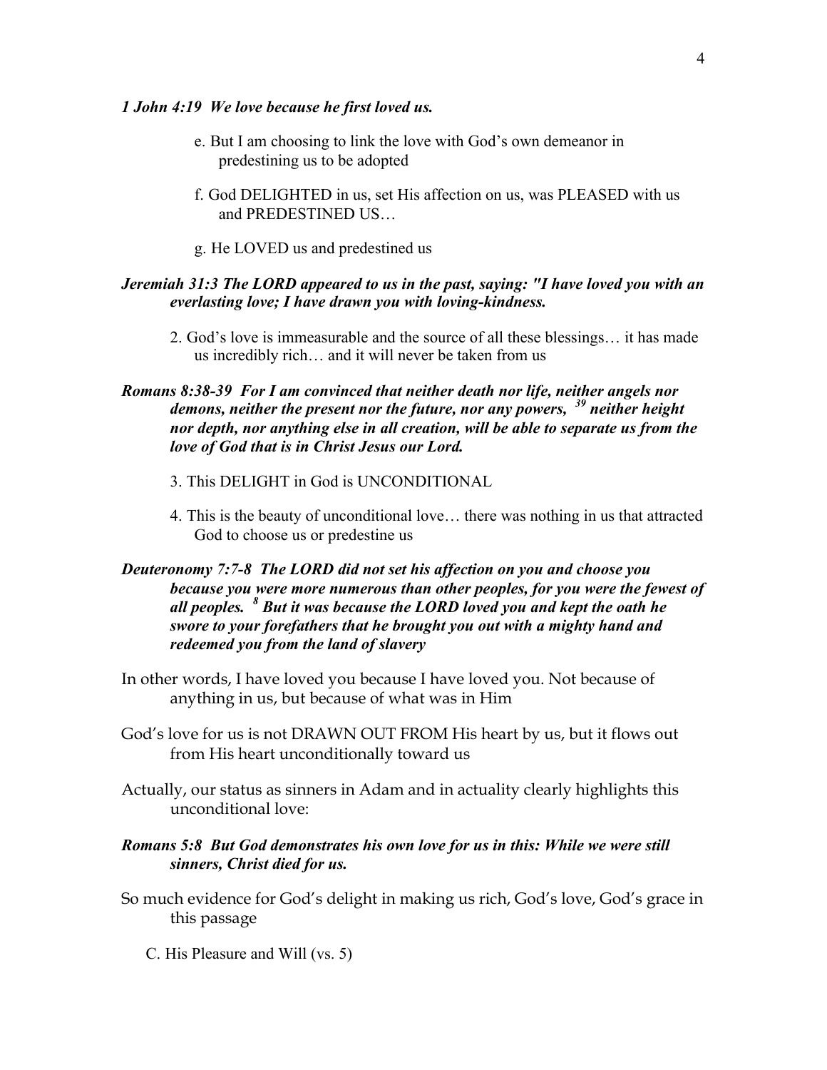***1 John 4:19  We love because he first loved us.***

e. But I am choosing to link the love with God's own demeanor in predestining us to be adopted

f. God DELIGHTED in us, set His affection on us, was PLEASED with us and PREDESTINED US…

g. He LOVED us and predestined us

***Jeremiah 31:3 The LORD appeared to us in the past, saying: "I have loved you with an everlasting love; I have drawn you with loving-kindness.***

2. God's love is immeasurable and the source of all these blessings… it has made us incredibly rich… and it will never be taken from us

***Romans 8:38-39  For I am convinced that neither death nor life, neither angels nor demons, neither the present nor the future, nor any powers, [39] neither height nor depth, nor anything else in all creation, will be able to separate us from the love of God that is in Christ Jesus our Lord.***

3. This DELIGHT in God is UNCONDITIONAL

4. This is the beauty of unconditional love… there was nothing in us that attracted God to choose us or predestine us

***Deuteronomy 7:7-8  The LORD did not set his affection on you and choose you because you were more numerous than other peoples, for you were the fewest of all peoples. [8] But it was because the LORD loved you and kept the oath he swore to your forefathers that he brought you out with a mighty hand and redeemed you from the land of slavery***

In other words, I have loved you because I have loved you. Not because of anything in us, but because of what was in Him

God's love for us is not DRAWN OUT FROM His heart by us, but it flows out from His heart unconditionally toward us

Actually, our status as sinners in Adam and in actuality clearly highlights this unconditional love:

***Romans 5:8  But God demonstrates his own love for us in this: While we were still sinners, Christ died for us.***

So much evidence for God's delight in making us rich, God's love, God's grace in this passage

C. His Pleasure and Will (vs. 5)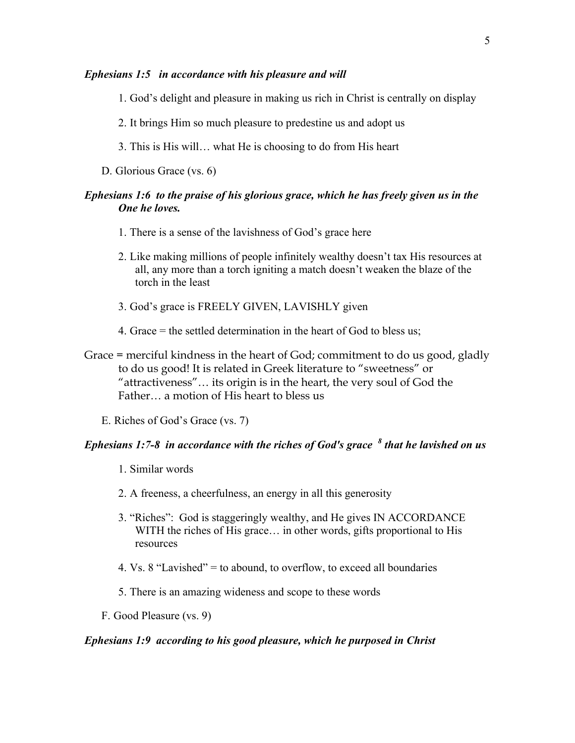***Ephesians 1:5 in accordance with his pleasure and will***

1. God's delight and pleasure in making us rich in Christ is centrally on display
2. It brings Him so much pleasure to predestine us and adopt us
3. This is His will… what He is choosing to do from His heart

D. Glorious Grace (vs. 6)

***Ephesians 1:6 to the praise of his glorious grace, which he has freely given us in the One he loves.***

1. There is a sense of the lavishness of God's grace here
2. Like making millions of people infinitely wealthy doesn't tax His resources at all, any more than a torch igniting a match doesn't weaken the blaze of the torch in the least
3. God's grace is FREELY GIVEN, LAVISHLY given
4. Grace = the settled determination in the heart of God to bless us;

Grace = merciful kindness in the heart of God; commitment to do us good, gladly to do us good! It is related in Greek literature to "sweetness" or "attractiveness"… its origin is in the heart, the very soul of God the Father… a motion of His heart to bless us

E. Riches of God's Grace (vs. 7)

***Ephesians 1:7-8 in accordance with the riches of God's grace [8] that he lavished on us***

1. Similar words
2. A freeness, a cheerfulness, an energy in all this generosity
3. "Riches": God is staggeringly wealthy, and He gives IN ACCORDANCE WITH the riches of His grace… in other words, gifts proportional to His resources
4. Vs. 8 "Lavished" = to abound, to overflow, to exceed all boundaries
5. There is an amazing wideness and scope to these words

F. Good Pleasure (vs. 9)

***Ephesians 1:9 according to his good pleasure, which he purposed in Christ***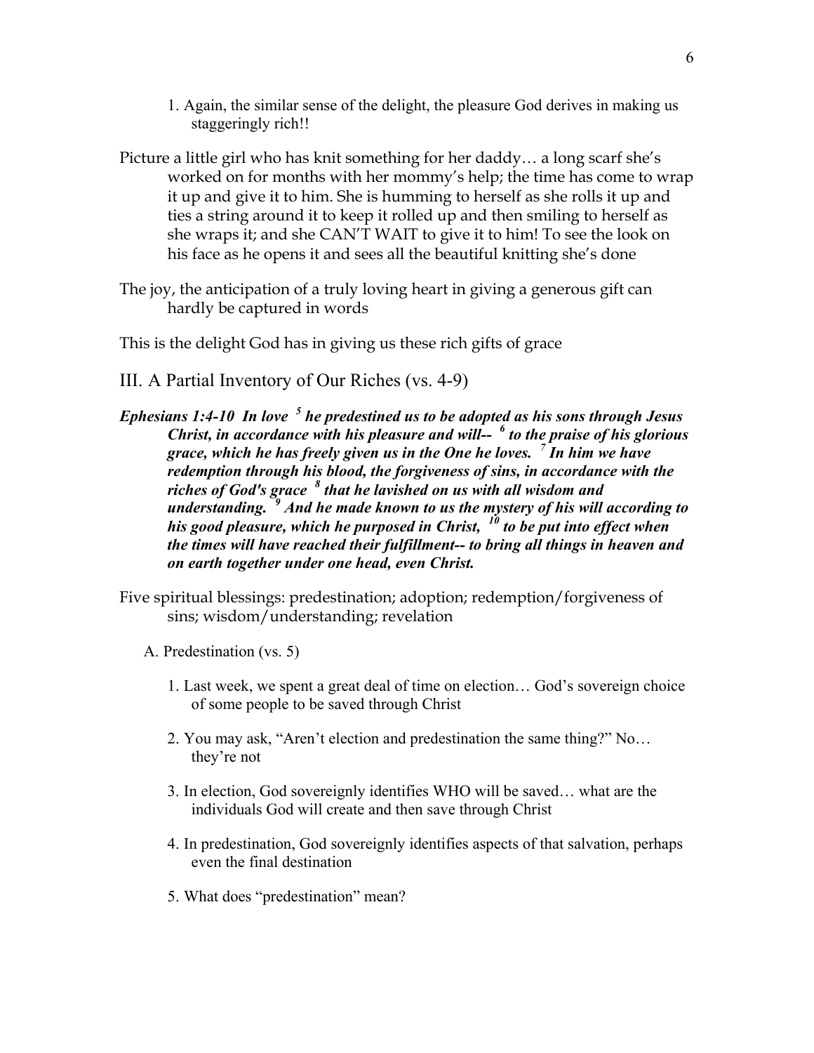1. Again, the similar sense of the delight, the pleasure God derives in making us staggeringly rich!!

Picture a little girl who has knit something for her daddy… a long scarf she's worked on for months with her mommy's help; the time has come to wrap it up and give it to him. She is humming to herself as she rolls it up and ties a string around it to keep it rolled up and then smiling to herself as she wraps it; and she CAN'T WAIT to give it to him! To see the look on his face as he opens it and sees all the beautiful knitting she's done

The joy, the anticipation of a truly loving heart in giving a generous gift can hardly be captured in words

This is the delight God has in giving us these rich gifts of grace

## III. A Partial Inventory of Our Riches (vs. 4-9)

***Ephesians 1:4-10 In love [5] he predestined us to be adopted as his sons through Jesus Christ, in accordance with his pleasure and will-- [6] to the praise of his glorious grace, which he has freely given us in the One he loves. [7] In him we have redemption through his blood, the forgiveness of sins, in accordance with the riches of God's grace [8] that he lavished on us with all wisdom and understanding. [9] And he made known to us the mystery of his will according to his good pleasure, which he purposed in Christ, [10] to be put into effect when the times will have reached their fulfillment-- to bring all things in heaven and on earth together under one head, even Christ.***

Five spiritual blessings: predestination; adoption; redemption/forgiveness of sins; wisdom/understanding; revelation

A. Predestination (vs. 5)

1. Last week, we spent a great deal of time on election… God's sovereign choice of some people to be saved through Christ
2. You may ask, "Aren't election and predestination the same thing?" No… they're not
3. In election, God sovereignly identifies WHO will be saved… what are the individuals God will create and then save through Christ
4. In predestination, God sovereignly identifies aspects of that salvation, perhaps even the final destination
5. What does "predestination" mean?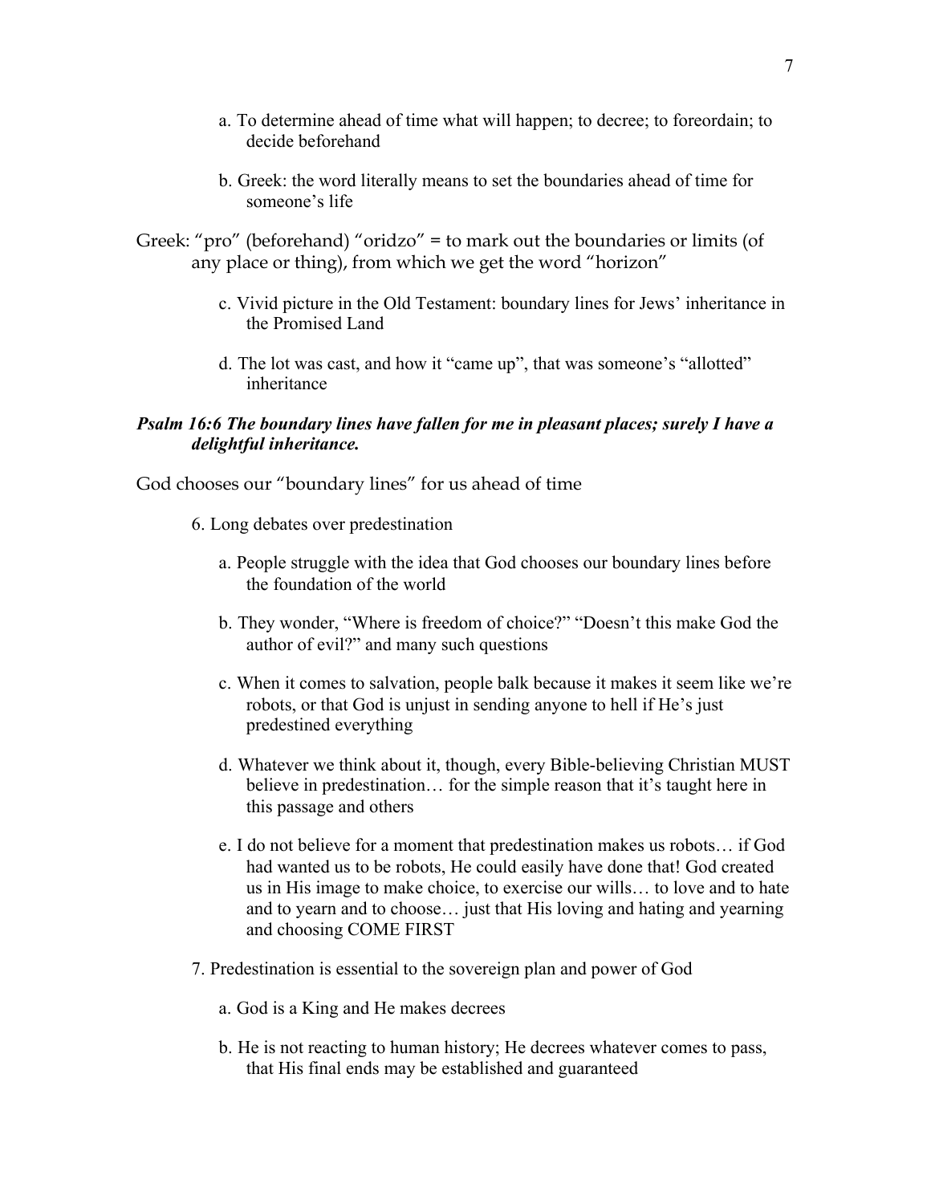a. To determine ahead of time what will happen; to decree; to foreordain; to decide beforehand

   b. Greek: the word literally means to set the boundaries ahead of time for someone's life

Greek: "pro" (beforehand) "oridzo" = to mark out the boundaries or limits (of any place or thing), from which we get the word "horizon"

   c. Vivid picture in the Old Testament: boundary lines for Jews' inheritance in the Promised Land

   d. The lot was cast, and how it "came up", that was someone's "allotted" inheritance

***Psalm 16:6 The boundary lines have fallen for me in pleasant places; surely I have a delightful inheritance.***

God chooses our "boundary lines" for us ahead of time

6. Long debates over predestination

   a. People struggle with the idea that God chooses our boundary lines before the foundation of the world

   b. They wonder, "Where is freedom of choice?" "Doesn't this make God the author of evil?" and many such questions

   c. When it comes to salvation, people balk because it makes it seem like we're robots, or that God is unjust in sending anyone to hell if He's just predestined everything

   d. Whatever we think about it, though, every Bible-believing Christian MUST believe in predestination… for the simple reason that it's taught here in this passage and others

   e. I do not believe for a moment that predestination makes us robots… if God had wanted us to be robots, He could easily have done that! God created us in His image to make choice, to exercise our wills… to love and to hate and to yearn and to choose… just that His loving and hating and yearning and choosing COME FIRST

7. Predestination is essential to the sovereign plan and power of God

   a. God is a King and He makes decrees

   b. He is not reacting to human history; He decrees whatever comes to pass, that His final ends may be established and guaranteed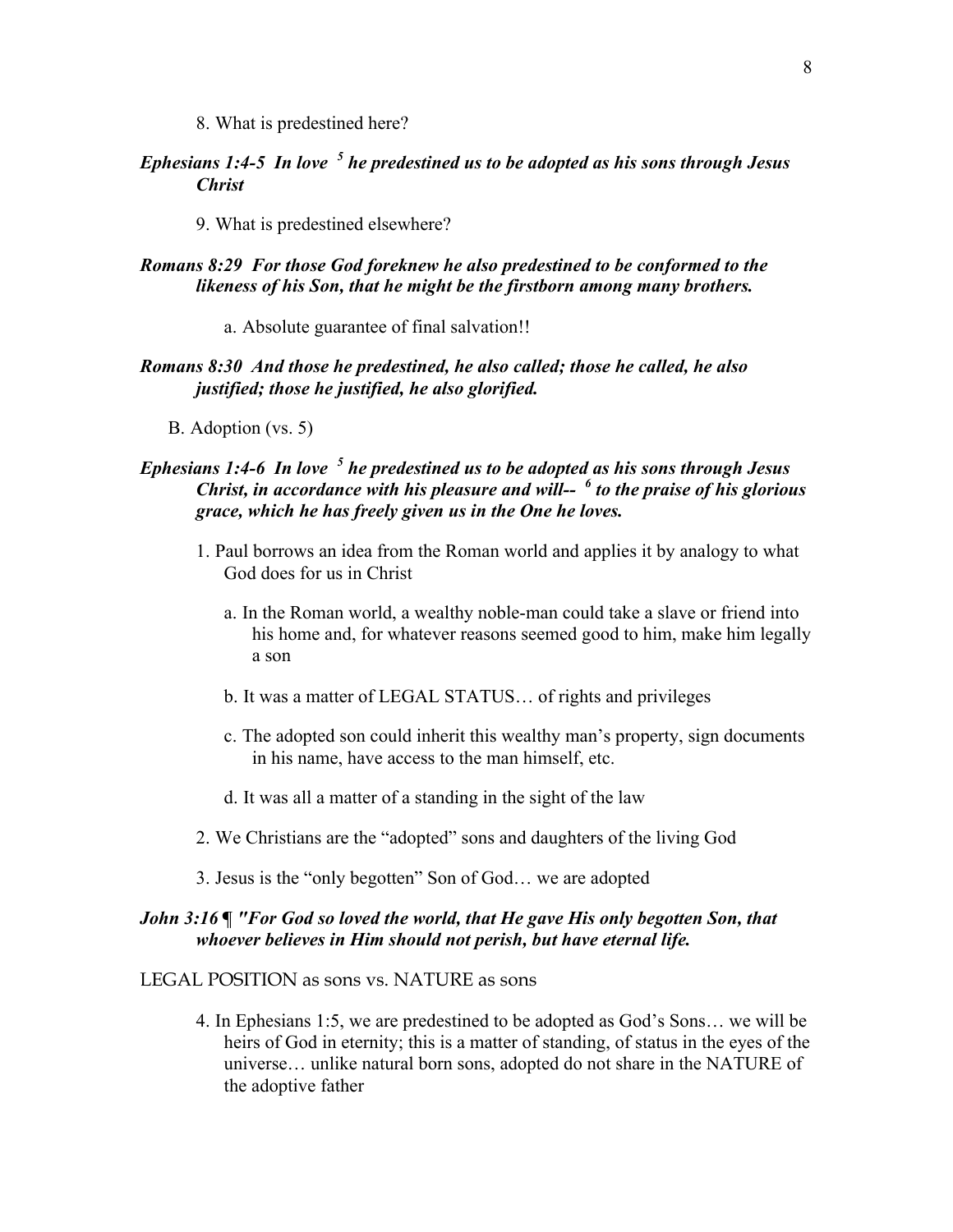8. What is predestined here?

***Ephesians 1:4-5 In love [5] he predestined us to be adopted as his sons through Jesus Christ***

9. What is predestined elsewhere?

***Romans 8:29 For those God foreknew he also predestined to be conformed to the likeness of his Son, that he might be the firstborn among many brothers.***

a. Absolute guarantee of final salvation!!

***Romans 8:30 And those he predestined, he also called; those he called, he also justified; those he justified, he also glorified.***

B. Adoption (vs. 5)

***Ephesians 1:4-6 In love [5] he predestined us to be adopted as his sons through Jesus Christ, in accordance with his pleasure and will-- [6] to the praise of his glorious grace, which he has freely given us in the One he loves.***

1. Paul borrows an idea from the Roman world and applies it by analogy to what God does for us in Christ
   a. In the Roman world, a wealthy noble-man could take a slave or friend into his home and, for whatever reasons seemed good to him, make him legally a son
   b. It was a matter of LEGAL STATUS… of rights and privileges
   c. The adopted son could inherit this wealthy man's property, sign documents in his name, have access to the man himself, etc.
   d. It was all a matter of a standing in the sight of the law
2. We Christians are the "adopted" sons and daughters of the living God
3. Jesus is the "only begotten" Son of God… we are adopted

***John 3:16 ¶ "For God so loved the world, that He gave His only begotten Son, that whoever believes in Him should not perish, but have eternal life.***

LEGAL POSITION as sons vs. NATURE as sons

4. In Ephesians 1:5, we are predestined to be adopted as God's Sons… we will be heirs of God in eternity; this is a matter of standing, of status in the eyes of the universe… unlike natural born sons, adopted do not share in the NATURE of the adoptive father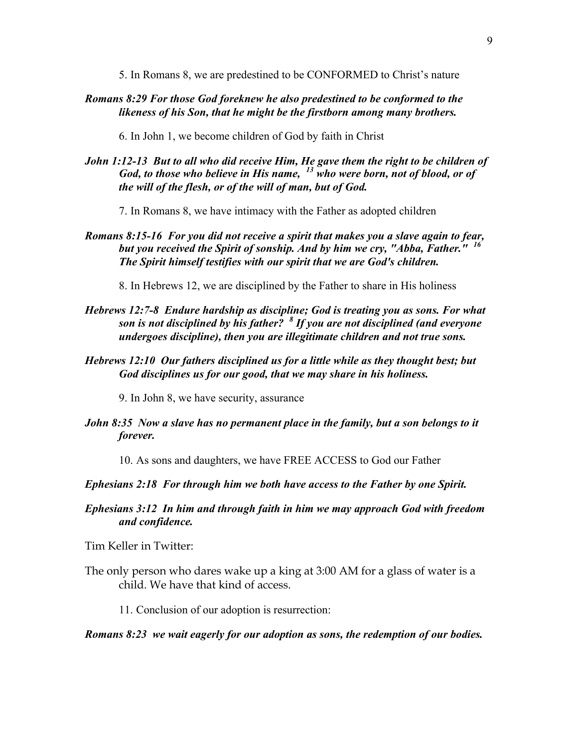5. In Romans 8, we are predestined to be CONFORMED to Christ's nature

***Romans 8:29 For those God foreknew he also predestined to be conformed to the likeness of his Son, that he might be the firstborn among many brothers.***

6. In John 1, we become children of God by faith in Christ

***John 1:12-13 But to all who did receive Him, He gave them the right to be children of God, to those who believe in His name, [13] who were born, not of blood, or of the will of the flesh, or of the will of man, but of God.***

7. In Romans 8, we have intimacy with the Father as adopted children

***Romans 8:15-16 For you did not receive a spirit that makes you a slave again to fear, but you received the Spirit of sonship. And by him we cry, "Abba, Father." [16] The Spirit himself testifies with our spirit that we are God's children.***

8. In Hebrews 12, we are disciplined by the Father to share in His holiness

***Hebrews 12:7-8 Endure hardship as discipline; God is treating you as sons. For what son is not disciplined by his father? [8] If you are not disciplined (and everyone undergoes discipline), then you are illegitimate children and not true sons.***

***Hebrews 12:10 Our fathers disciplined us for a little while as they thought best; but God disciplines us for our good, that we may share in his holiness.***

9. In John 8, we have security, assurance

***John 8:35 Now a slave has no permanent place in the family, but a son belongs to it forever.***

10. As sons and daughters, we have FREE ACCESS to God our Father

***Ephesians 2:18 For through him we both have access to the Father by one Spirit.***

***Ephesians 3:12 In him and through faith in him we may approach God with freedom and confidence.***

Tim Keller in Twitter:

The only person who dares wake up a king at 3:00 AM for a glass of water is a child. We have that kind of access.

11. Conclusion of our adoption is resurrection:

***Romans 8:23 we wait eagerly for our adoption as sons, the redemption of our bodies.***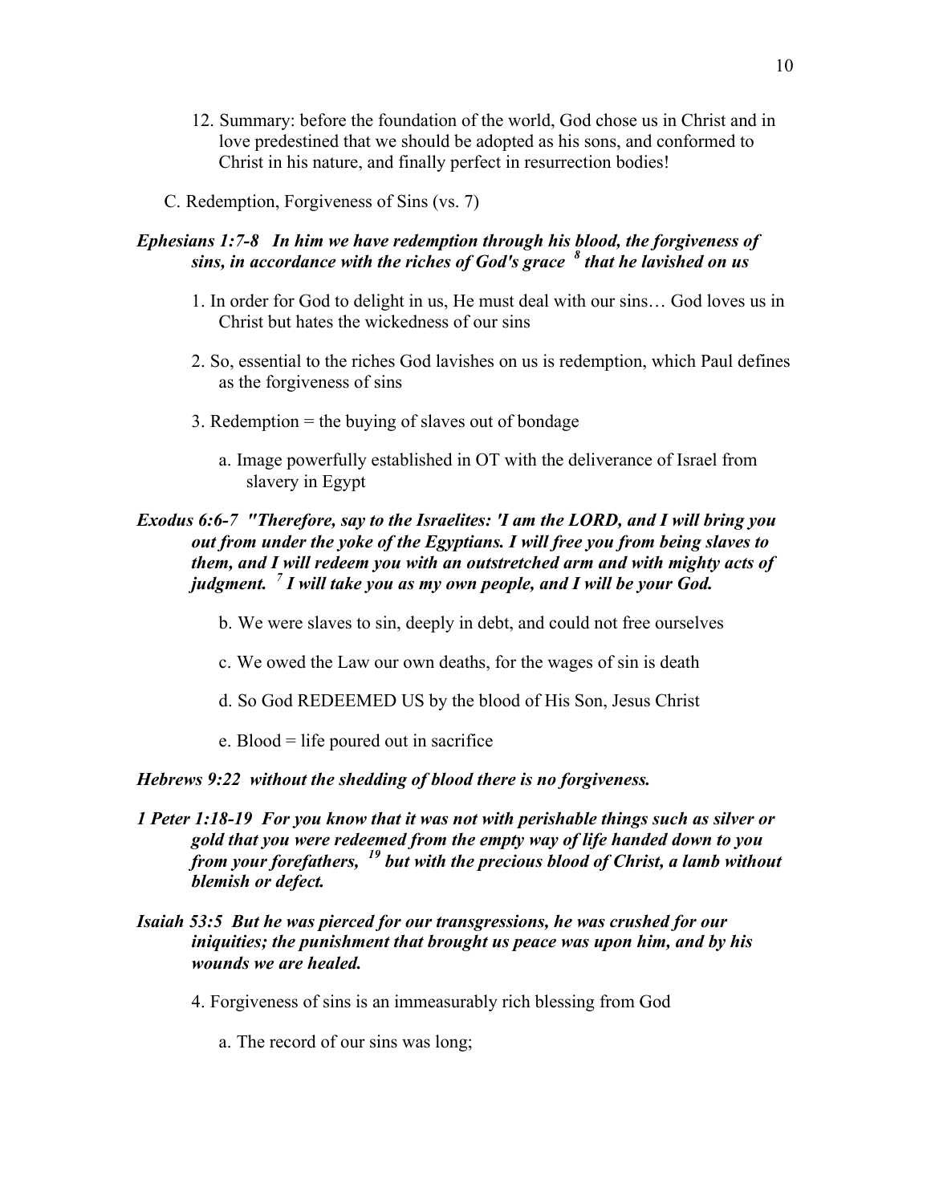12. Summary: before the foundation of the world, God chose us in Christ and in love predestined that we should be adopted as his sons, and conformed to Christ in his nature, and finally perfect in resurrection bodies!

C. Redemption, Forgiveness of Sins (vs. 7)

***Ephesians 1:7-8 In him we have redemption through his blood, the forgiveness of sins, in accordance with the riches of God's grace [8] that he lavished on us***

1. In order for God to delight in us, He must deal with our sins… God loves us in Christ but hates the wickedness of our sins

2. So, essential to the riches God lavishes on us is redemption, which Paul defines as the forgiveness of sins

3. Redemption = the buying of slaves out of bondage

   a. Image powerfully established in OT with the deliverance of Israel from slavery in Egypt

***Exodus 6:6-7 "Therefore, say to the Israelites: 'I am the LORD, and I will bring you out from under the yoke of the Egyptians. I will free you from being slaves to them, and I will redeem you with an outstretched arm and with mighty acts of judgment. [7] I will take you as my own people, and I will be your God.***

   b. We were slaves to sin, deeply in debt, and could not free ourselves

   c. We owed the Law our own deaths, for the wages of sin is death

   d. So God REDEEMED US by the blood of His Son, Jesus Christ

   e. Blood = life poured out in sacrifice

***Hebrews 9:22 without the shedding of blood there is no forgiveness.***

***1 Peter 1:18-19 For you know that it was not with perishable things such as silver or gold that you were redeemed from the empty way of life handed down to you from your forefathers, [19] but with the precious blood of Christ, a lamb without blemish or defect.***

***Isaiah 53:5 But he was pierced for our transgressions, he was crushed for our iniquities; the punishment that brought us peace was upon him, and by his wounds we are healed.***

4. Forgiveness of sins is an immeasurably rich blessing from God

   a. The record of our sins was long;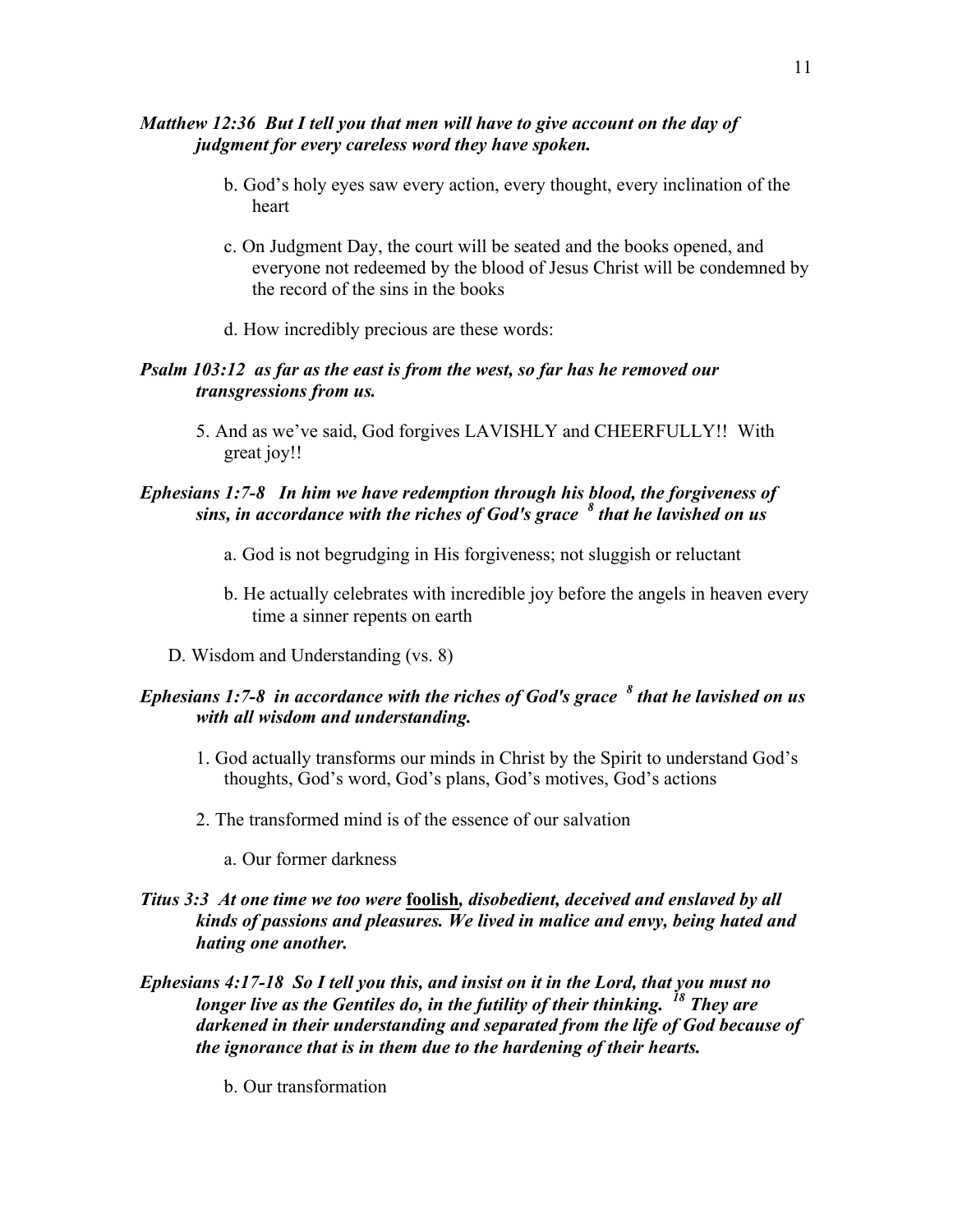***Matthew 12:36  But I tell you that men will have to give account on the day of judgment for every careless word they have spoken.***

b. God's holy eyes saw every action, every thought, every inclination of the heart

c. On Judgment Day, the court will be seated and the books opened, and everyone not redeemed by the blood of Jesus Christ will be condemned by the record of the sins in the books

d. How incredibly precious are these words:

***Psalm 103:12  as far as the east is from the west, so far has he removed our transgressions from us.***

5. And as we've said, God forgives LAVISHLY and CHEERFULLY!!  With great joy!!

***Ephesians 1:7-8   In him we have redemption through his blood, the forgiveness of sins, in accordance with the riches of God's grace [8] that he lavished on us***

a. God is not begrudging in His forgiveness; not sluggish or reluctant

b. He actually celebrates with incredible joy before the angels in heaven every time a sinner repents on earth

D. Wisdom and Understanding (vs. 8)

***Ephesians 1:7-8  in accordance with the riches of God's grace [8] that he lavished on us with all wisdom and understanding.***

1. God actually transforms our minds in Christ by the Spirit to understand God's thoughts, God's word, God's plans, God's motives, God's actions

2. The transformed mind is of the essence of our salvation

a. Our former darkness

***Titus 3:3  At one time we too were <u>foolish</u>, disobedient, deceived and enslaved by all kinds of passions and pleasures. We lived in malice and envy, being hated and hating one another.***

***Ephesians 4:17-18  So I tell you this, and insist on it in the Lord, that you must no longer live as the Gentiles do, in the futility of their thinking. [18] They are darkened in their understanding and separated from the life of God because of the ignorance that is in them due to the hardening of their hearts.***

b. Our transformation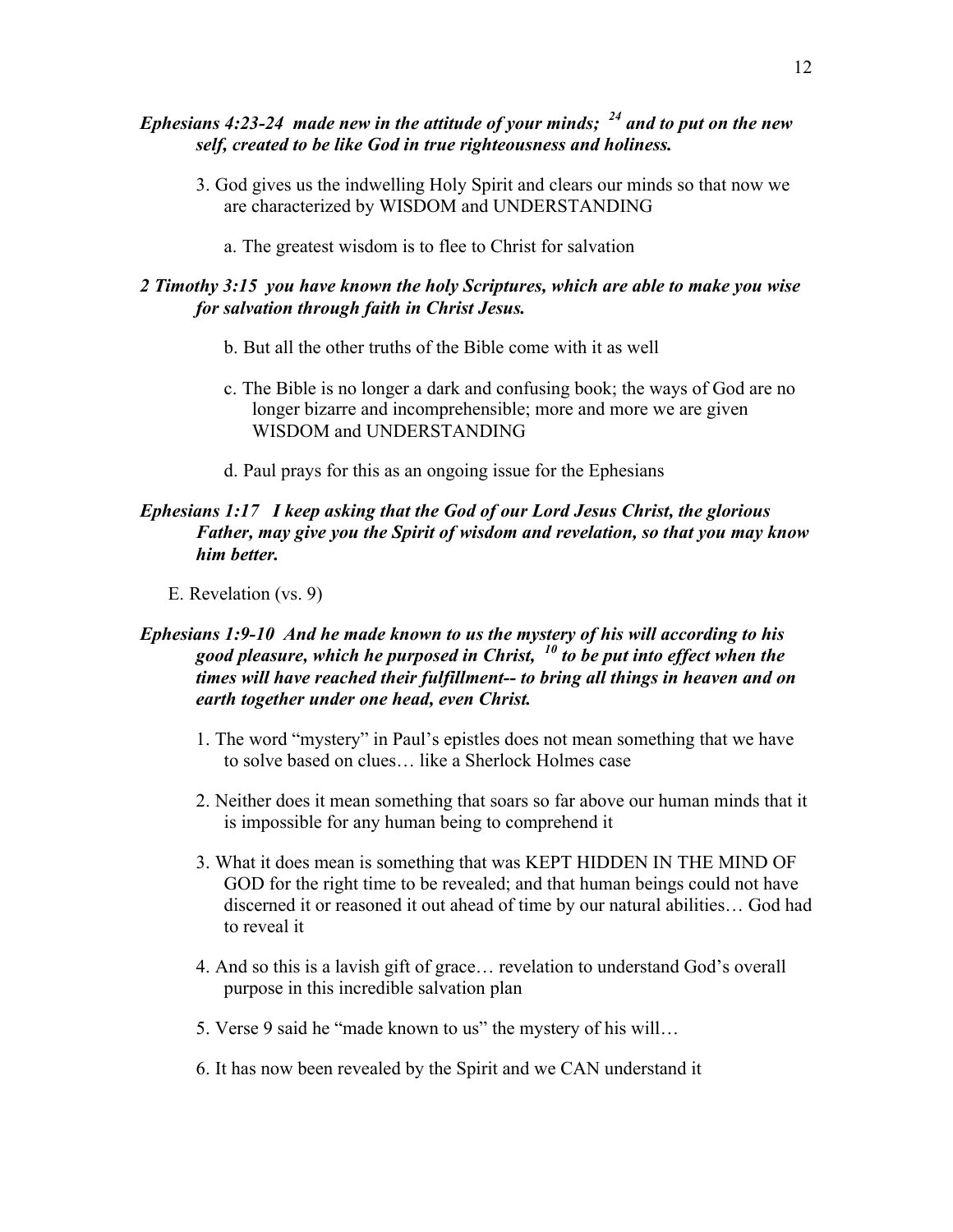***Ephesians 4:23-24 made new in the attitude of your minds; [24] and to put on the new self, created to be like God in true righteousness and holiness.***

3. God gives us the indwelling Holy Spirit and clears our minds so that now we are characterized by WISDOM and UNDERSTANDING

    a. The greatest wisdom is to flee to Christ for salvation

***2 Timothy 3:15 you have known the holy Scriptures, which are able to make you wise for salvation through faith in Christ Jesus.***

    b. But all the other truths of the Bible come with it as well

    c. The Bible is no longer a dark and confusing book; the ways of God are no longer bizarre and incomprehensible; more and more we are given WISDOM and UNDERSTANDING

    d. Paul prays for this as an ongoing issue for the Ephesians

***Ephesians 1:17 I keep asking that the God of our Lord Jesus Christ, the glorious Father, may give you the Spirit of wisdom and revelation, so that you may know him better.***

E. Revelation (vs. 9)

***Ephesians 1:9-10 And he made known to us the mystery of his will according to his good pleasure, which he purposed in Christ, [10] to be put into effect when the times will have reached their fulfillment-- to bring all things in heaven and on earth together under one head, even Christ.***

1. The word "mystery" in Paul's epistles does not mean something that we have to solve based on clues… like a Sherlock Holmes case

2. Neither does it mean something that soars so far above our human minds that it is impossible for any human being to comprehend it

3. What it does mean is something that was KEPT HIDDEN IN THE MIND OF GOD for the right time to be revealed; and that human beings could not have discerned it or reasoned it out ahead of time by our natural abilities… God had to reveal it

4. And so this is a lavish gift of grace… revelation to understand God's overall purpose in this incredible salvation plan

5. Verse 9 said he "made known to us" the mystery of his will…

6. It has now been revealed by the Spirit and we CAN understand it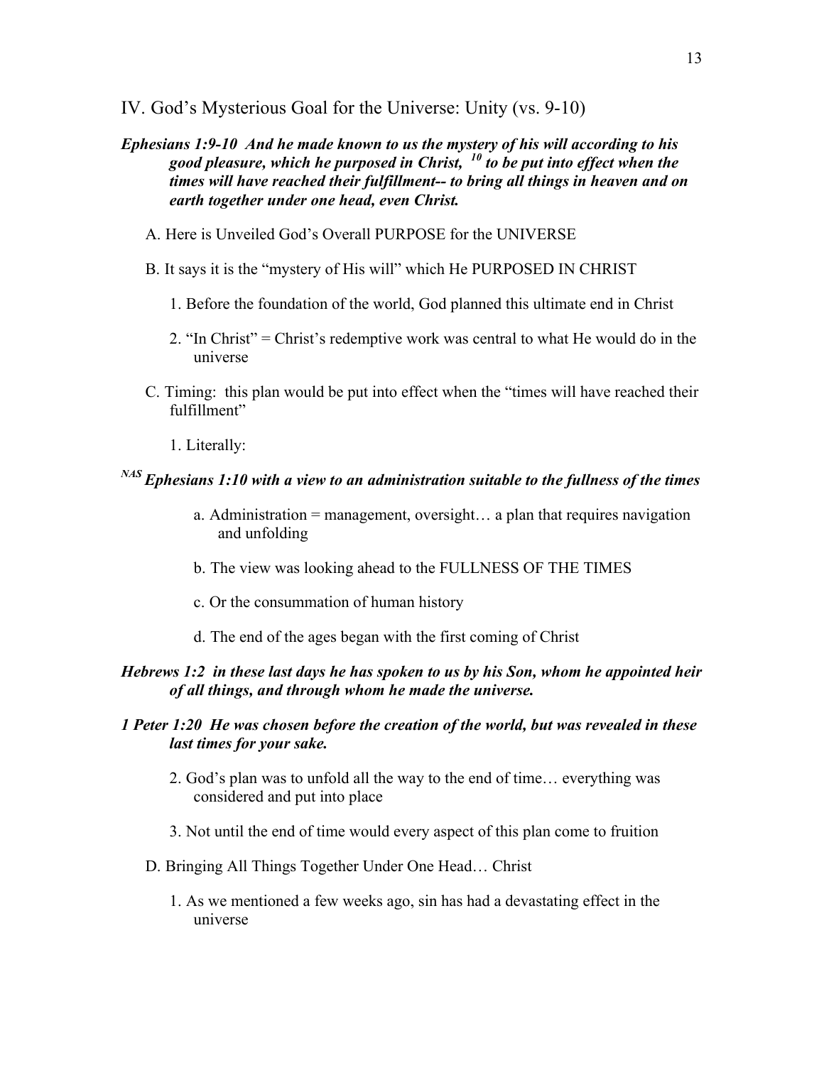## IV. God's Mysterious Goal for the Universe: Unity (vs. 9-10)

***Ephesians 1:9-10 And he made known to us the mystery of his will according to his good pleasure, which he purposed in Christ, [10] to be put into effect when the times will have reached their fulfillment-- to bring all things in heaven and on earth together under one head, even Christ.***

A. Here is Unveiled God's Overall PURPOSE for the UNIVERSE

B. It says it is the "mystery of His will" which He PURPOSED IN CHRIST

1. Before the foundation of the world, God planned this ultimate end in Christ

2. "In Christ" = Christ's redemptive work was central to what He would do in the universe

C. Timing: this plan would be put into effect when the "times will have reached their fulfillment"

1. Literally:

***[NAS] Ephesians 1:10 with a view to an administration suitable to the fullness of the times***

a. Administration = management, oversight… a plan that requires navigation and unfolding

b. The view was looking ahead to the FULLNESS OF THE TIMES

c. Or the consummation of human history

d. The end of the ages began with the first coming of Christ

***Hebrews 1:2 in these last days he has spoken to us by his Son, whom he appointed heir of all things, and through whom he made the universe.***

***1 Peter 1:20 He was chosen before the creation of the world, but was revealed in these last times for your sake.***

2. God's plan was to unfold all the way to the end of time… everything was considered and put into place

3. Not until the end of time would every aspect of this plan come to fruition

D. Bringing All Things Together Under One Head… Christ

1. As we mentioned a few weeks ago, sin has had a devastating effect in the universe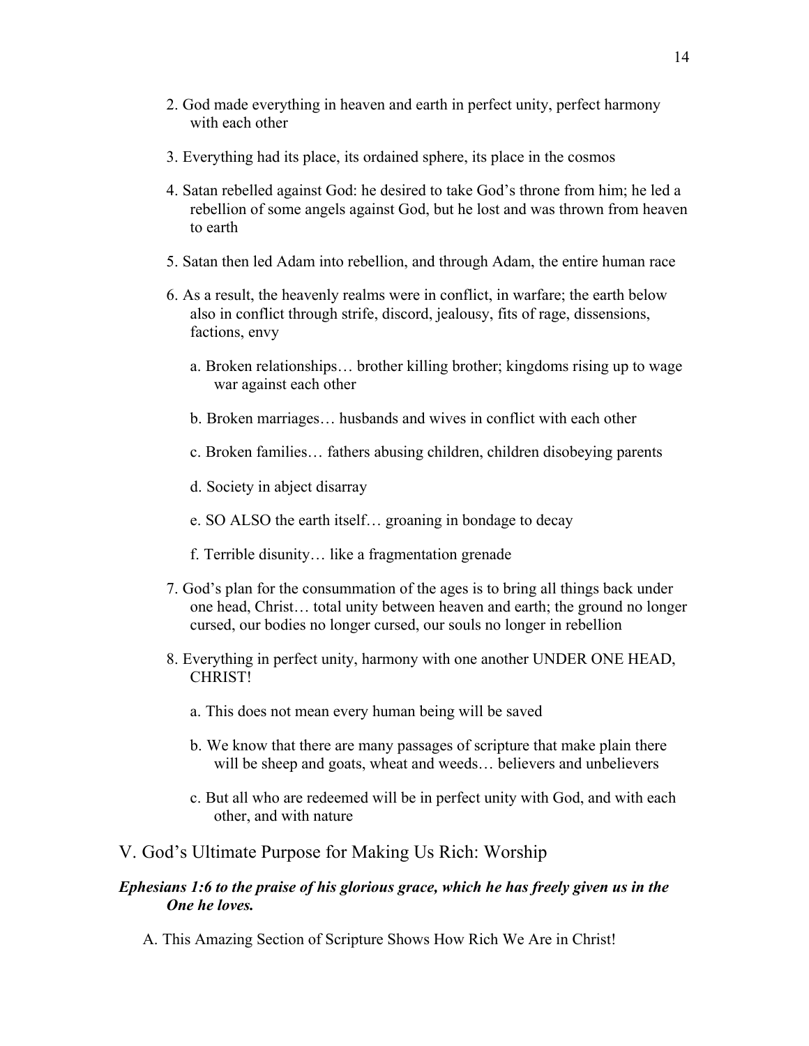2. God made everything in heaven and earth in perfect unity, perfect harmony with each other

3. Everything had its place, its ordained sphere, its place in the cosmos

4. Satan rebelled against God: he desired to take God's throne from him; he led a rebellion of some angels against God, but he lost and was thrown from heaven to earth

5. Satan then led Adam into rebellion, and through Adam, the entire human race

6. As a result, the heavenly realms were in conflict, in warfare; the earth below also in conflict through strife, discord, jealousy, fits of rage, dissensions, factions, envy

   a. Broken relationships… brother killing brother; kingdoms rising up to wage war against each other

   b. Broken marriages… husbands and wives in conflict with each other

   c. Broken families… fathers abusing children, children disobeying parents

   d. Society in abject disarray

   e. SO ALSO the earth itself… groaning in bondage to decay

   f. Terrible disunity… like a fragmentation grenade

7. God's plan for the consummation of the ages is to bring all things back under one head, Christ… total unity between heaven and earth; the ground no longer cursed, our bodies no longer cursed, our souls no longer in rebellion

8. Everything in perfect unity, harmony with one another UNDER ONE HEAD, CHRIST!

   a. This does not mean every human being will be saved

   b. We know that there are many passages of scripture that make plain there will be sheep and goats, wheat and weeds… believers and unbelievers

   c. But all who are redeemed will be in perfect unity with God, and with each other, and with nature

## V. God's Ultimate Purpose for Making Us Rich: Worship

***Ephesians 1:6 to the praise of his glorious grace, which he has freely given us in the One he loves.***

A. This Amazing Section of Scripture Shows How Rich We Are in Christ!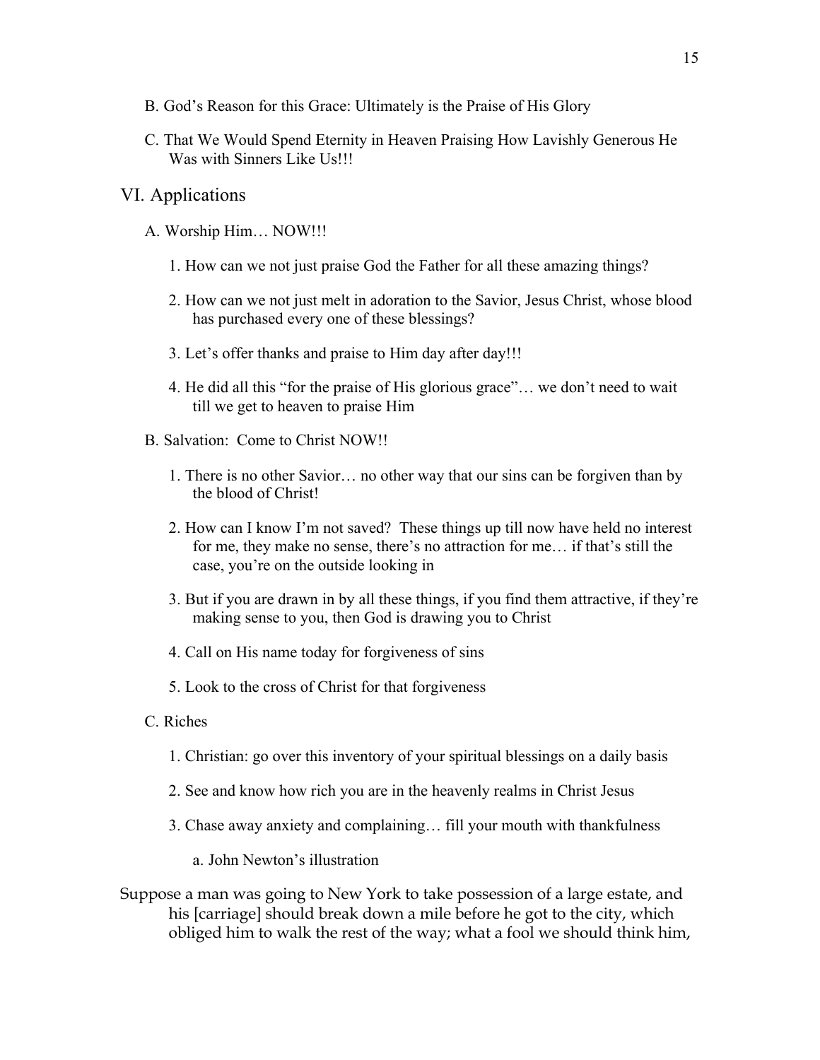B. God's Reason for this Grace: Ultimately is the Praise of His Glory

C. That We Would Spend Eternity in Heaven Praising How Lavishly Generous He Was with Sinners Like Us!!!

## VI. Applications

A. Worship Him… NOW!!!

1. How can we not just praise God the Father for all these amazing things?

2. How can we not just melt in adoration to the Savior, Jesus Christ, whose blood has purchased every one of these blessings?

3. Let's offer thanks and praise to Him day after day!!!

4. He did all this "for the praise of His glorious grace"… we don't need to wait till we get to heaven to praise Him

B. Salvation: Come to Christ NOW!!

1. There is no other Savior… no other way that our sins can be forgiven than by the blood of Christ!

2. How can I know I'm not saved? These things up till now have held no interest for me, they make no sense, there's no attraction for me… if that's still the case, you're on the outside looking in

3. But if you are drawn in by all these things, if you find them attractive, if they're making sense to you, then God is drawing you to Christ

4. Call on His name today for forgiveness of sins

5. Look to the cross of Christ for that forgiveness

C. Riches

1. Christian: go over this inventory of your spiritual blessings on a daily basis

2. See and know how rich you are in the heavenly realms in Christ Jesus

3. Chase away anxiety and complaining… fill your mouth with thankfulness

a. John Newton's illustration

Suppose a man was going to New York to take possession of a large estate, and his [carriage] should break down a mile before he got to the city, which obliged him to walk the rest of the way; what a fool we should think him,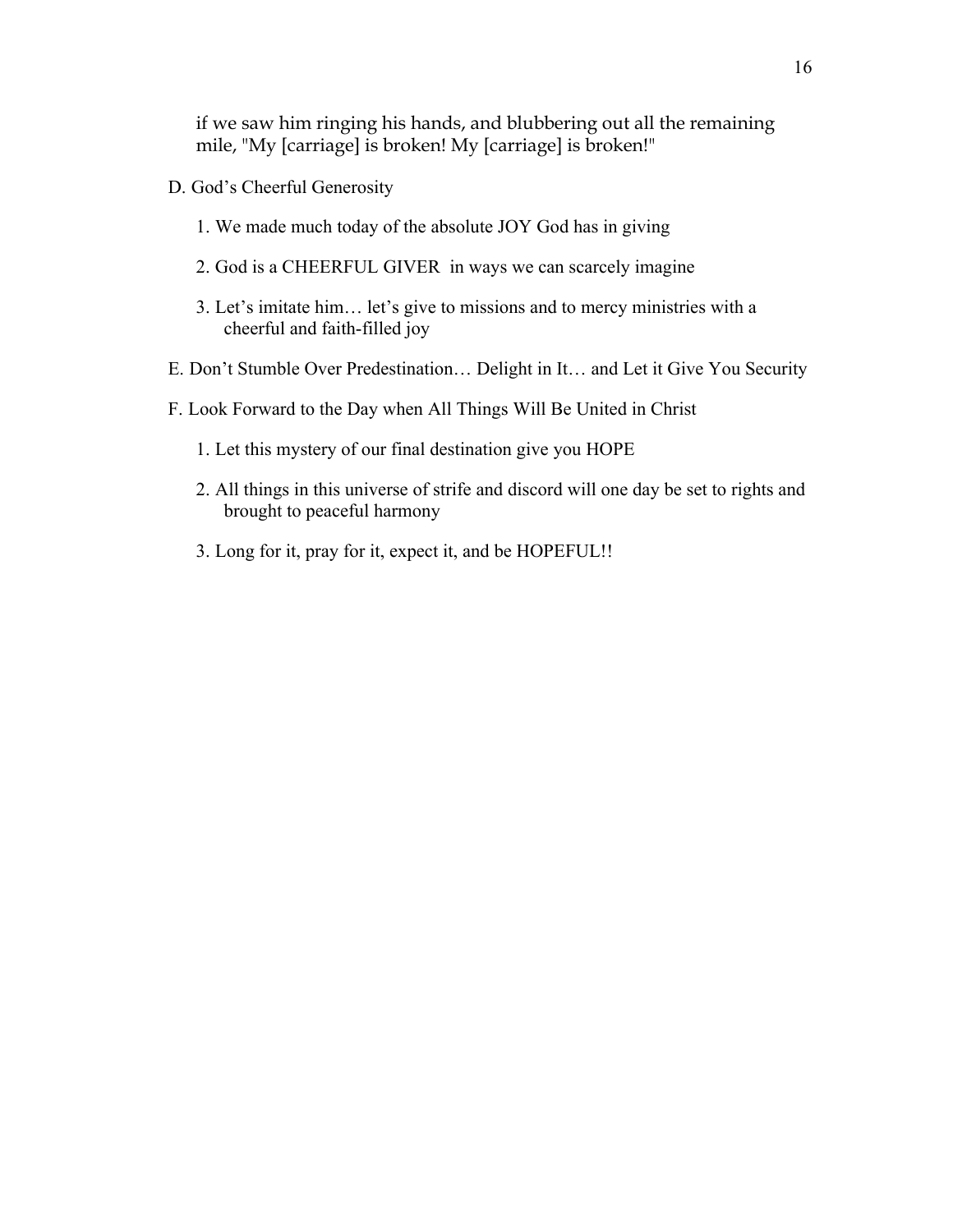if we saw him ringing his hands, and blubbering out all the remaining mile, "My [carriage] is broken! My [carriage] is broken!"

D. God's Cheerful Generosity

1. We made much today of the absolute JOY God has in giving

2. God is a CHEERFUL GIVER in ways we can scarcely imagine

3. Let's imitate him… let's give to missions and to mercy ministries with a cheerful and faith-filled joy

E. Don't Stumble Over Predestination… Delight in It… and Let it Give You Security

F. Look Forward to the Day when All Things Will Be United in Christ

1. Let this mystery of our final destination give you HOPE

2. All things in this universe of strife and discord will one day be set to rights and brought to peaceful harmony

3. Long for it, pray for it, expect it, and be HOPEFUL!!